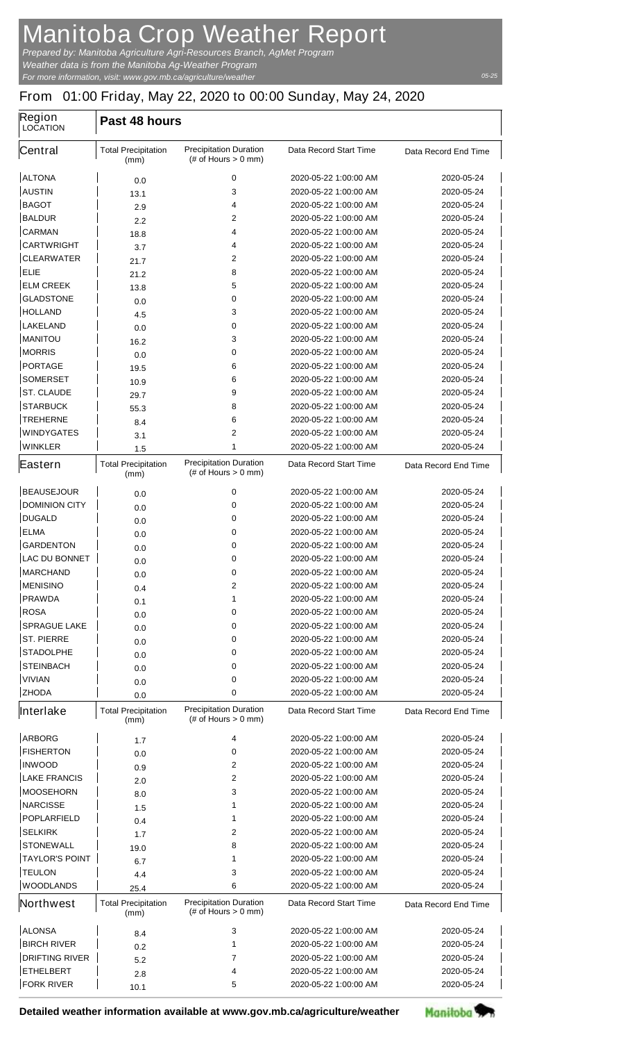# Manitoba Crop Weather Report

*Prepared by: Manitoba Agriculture Agri-Resources Branch, AgMet Program*
*Weather data is from the Manitoba Ag-Weather Program*
*For more information, visit: www.gov.mb.ca/agriculture/weather*

05-25

## From 01:00 Friday, May 22, 2020 to 00:00 Sunday, May 24, 2020

| Region LOCATION | Past 48 hours | | | |
|---|---|---|---|---|
| **Central** | Total Precipitation (mm) | Precipitation Duration (# of Hours > 0 mm) | Data Record Start Time | Data Record End Time |
| ALTONA | 0.0 | 0 | 2020-05-22 1:00:00 AM | 2020-05-24 |
| AUSTIN | 13.1 | 3 | 2020-05-22 1:00:00 AM | 2020-05-24 |
| BAGOT | 2.9 | 4 | 2020-05-22 1:00:00 AM | 2020-05-24 |
| BALDUR | 2.2 | 2 | 2020-05-22 1:00:00 AM | 2020-05-24 |
| CARMAN | 18.8 | 4 | 2020-05-22 1:00:00 AM | 2020-05-24 |
| CARTWRIGHT | 3.7 | 4 | 2020-05-22 1:00:00 AM | 2020-05-24 |
| CLEARWATER | 21.7 | 2 | 2020-05-22 1:00:00 AM | 2020-05-24 |
| ELIE | 21.2 | 8 | 2020-05-22 1:00:00 AM | 2020-05-24 |
| ELM CREEK | 13.8 | 5 | 2020-05-22 1:00:00 AM | 2020-05-24 |
| GLADSTONE | 0.0 | 0 | 2020-05-22 1:00:00 AM | 2020-05-24 |
| HOLLAND | 4.5 | 3 | 2020-05-22 1:00:00 AM | 2020-05-24 |
| LAKELAND | 0.0 | 0 | 2020-05-22 1:00:00 AM | 2020-05-24 |
| MANITOU | 16.2 | 3 | 2020-05-22 1:00:00 AM | 2020-05-24 |
| MORRIS | 0.0 | 0 | 2020-05-22 1:00:00 AM | 2020-05-24 |
| PORTAGE | 19.5 | 6 | 2020-05-22 1:00:00 AM | 2020-05-24 |
| SOMERSET | 10.9 | 6 | 2020-05-22 1:00:00 AM | 2020-05-24 |
| ST. CLAUDE | 29.7 | 9 | 2020-05-22 1:00:00 AM | 2020-05-24 |
| STARBUCK | 55.3 | 8 | 2020-05-22 1:00:00 AM | 2020-05-24 |
| TREHERNE | 8.4 | 6 | 2020-05-22 1:00:00 AM | 2020-05-24 |
| WINDYGATES | 3.1 | 2 | 2020-05-22 1:00:00 AM | 2020-05-24 |
| WINKLER | 1.5 | 1 | 2020-05-22 1:00:00 AM | 2020-05-24 |
| **Eastern** | Total Precipitation (mm) | Precipitation Duration (# of Hours > 0 mm) | Data Record Start Time | Data Record End Time |
| BEAUSEJOUR | 0.0 | 0 | 2020-05-22 1:00:00 AM | 2020-05-24 |
| DOMINION CITY | 0.0 | 0 | 2020-05-22 1:00:00 AM | 2020-05-24 |
| DUGALD | 0.0 | 0 | 2020-05-22 1:00:00 AM | 2020-05-24 |
| ELMA | 0.0 | 0 | 2020-05-22 1:00:00 AM | 2020-05-24 |
| GARDENTON | 0.0 | 0 | 2020-05-22 1:00:00 AM | 2020-05-24 |
| LAC DU BONNET | 0.0 | 0 | 2020-05-22 1:00:00 AM | 2020-05-24 |
| MARCHAND | 0.0 | 0 | 2020-05-22 1:00:00 AM | 2020-05-24 |
| MENISINO | 0.4 | 2 | 2020-05-22 1:00:00 AM | 2020-05-24 |
| PRAWDA | 0.1 | 1 | 2020-05-22 1:00:00 AM | 2020-05-24 |
| ROSA | 0.0 | 0 | 2020-05-22 1:00:00 AM | 2020-05-24 |
| SPRAGUE LAKE | 0.0 | 0 | 2020-05-22 1:00:00 AM | 2020-05-24 |
| ST. PIERRE | 0.0 | 0 | 2020-05-22 1:00:00 AM | 2020-05-24 |
| STADOLPHE | 0.0 | 0 | 2020-05-22 1:00:00 AM | 2020-05-24 |
| STEINBACH | 0.0 | 0 | 2020-05-22 1:00:00 AM | 2020-05-24 |
| VIVIAN | 0.0 | 0 | 2020-05-22 1:00:00 AM | 2020-05-24 |
| ZHODA | 0.0 | 0 | 2020-05-22 1:00:00 AM | 2020-05-24 |
| **Interlake** | Total Precipitation (mm) | Precipitation Duration (# of Hours > 0 mm) | Data Record Start Time | Data Record End Time |
| ARBORG | 1.7 | 4 | 2020-05-22 1:00:00 AM | 2020-05-24 |
| FISHERTON | 0.0 | 0 | 2020-05-22 1:00:00 AM | 2020-05-24 |
| INWOOD | 0.9 | 2 | 2020-05-22 1:00:00 AM | 2020-05-24 |
| LAKE FRANCIS | 2.0 | 2 | 2020-05-22 1:00:00 AM | 2020-05-24 |
| MOOSEHORN | 8.0 | 3 | 2020-05-22 1:00:00 AM | 2020-05-24 |
| NARCISSE | 1.5 | 1 | 2020-05-22 1:00:00 AM | 2020-05-24 |
| POPLARFIELD | 0.4 | 1 | 2020-05-22 1:00:00 AM | 2020-05-24 |
| SELKIRK | 1.7 | 2 | 2020-05-22 1:00:00 AM | 2020-05-24 |
| STONEWALL | 19.0 | 8 | 2020-05-22 1:00:00 AM | 2020-05-24 |
| TAYLOR'S POINT | 6.7 | 1 | 2020-05-22 1:00:00 AM | 2020-05-24 |
| TEULON | 4.4 | 3 | 2020-05-22 1:00:00 AM | 2020-05-24 |
| WOODLANDS | 25.4 | 6 | 2020-05-22 1:00:00 AM | 2020-05-24 |
| **Northwest** | Total Precipitation (mm) | Precipitation Duration (# of Hours > 0 mm) | Data Record Start Time | Data Record End Time |
| ALONSA | 8.4 | 3 | 2020-05-22 1:00:00 AM | 2020-05-24 |
| BIRCH RIVER | 0.2 | 1 | 2020-05-22 1:00:00 AM | 2020-05-24 |
| DRIFTING RIVER | 5.2 | 7 | 2020-05-22 1:00:00 AM | 2020-05-24 |
| ETHELBERT | 2.8 | 4 | 2020-05-22 1:00:00 AM | 2020-05-24 |
| FORK RIVER | 10.1 | 5 | 2020-05-22 1:00:00 AM | 2020-05-24 |

**Detailed weather information available at www.gov.mb.ca/agriculture/weather**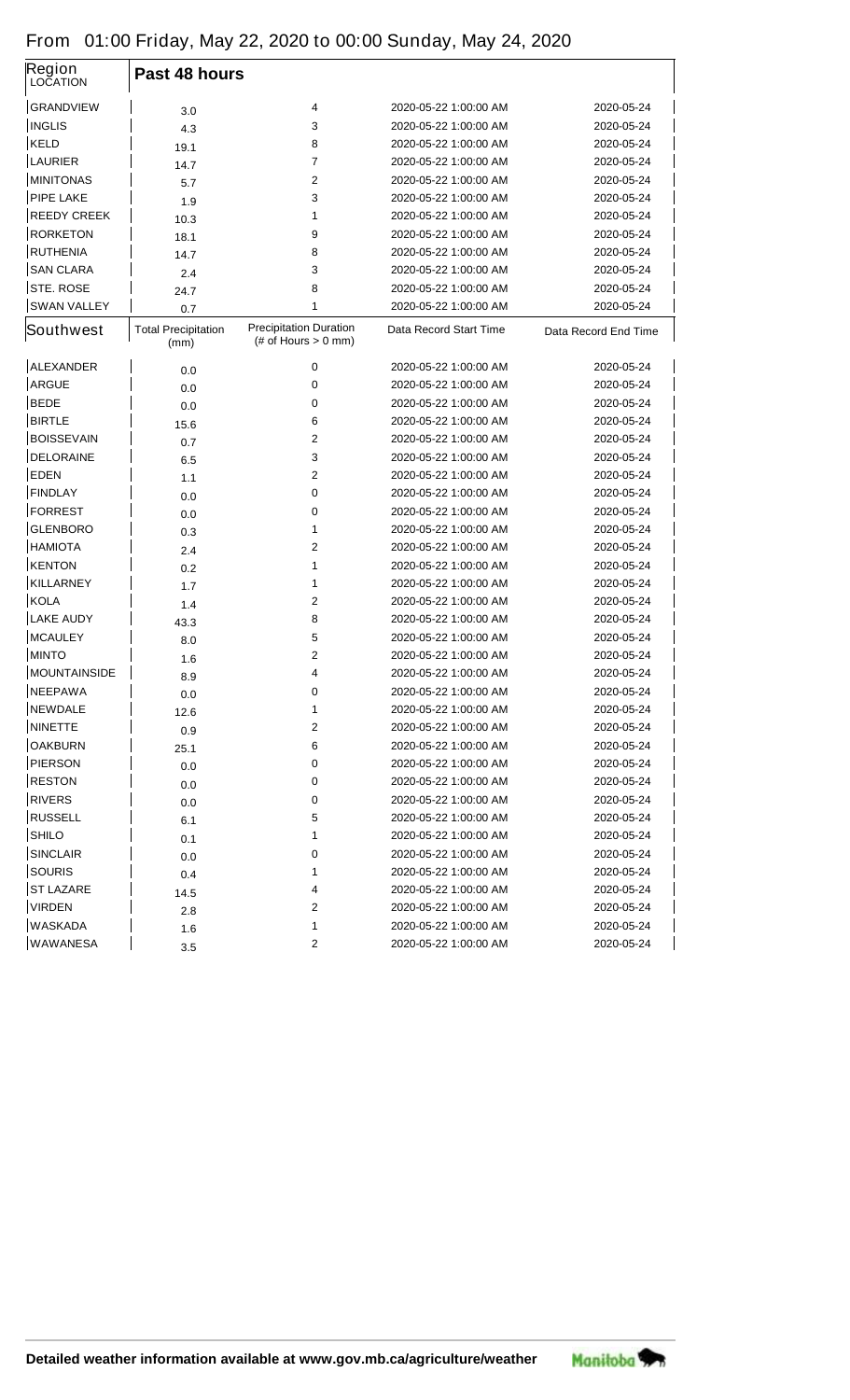# From 01:00 Friday, May 22, 2020 to 00:00 Sunday, May 24, 2020

| Region LOCATION | Past 48 hours | | | |
|---|---|---|---|---|
| GRANDVIEW | 3.0 | 4 | 2020-05-22 1:00:00 AM | 2020-05-24 |
| INGLIS | 4.3 | 3 | 2020-05-22 1:00:00 AM | 2020-05-24 |
| KELD | 19.1 | 8 | 2020-05-22 1:00:00 AM | 2020-05-24 |
| LAURIER | 14.7 | 7 | 2020-05-22 1:00:00 AM | 2020-05-24 |
| MINITONAS | 5.7 | 2 | 2020-05-22 1:00:00 AM | 2020-05-24 |
| PIPE LAKE | 1.9 | 3 | 2020-05-22 1:00:00 AM | 2020-05-24 |
| REEDY CREEK | 10.3 | 1 | 2020-05-22 1:00:00 AM | 2020-05-24 |
| RORKETON | 18.1 | 9 | 2020-05-22 1:00:00 AM | 2020-05-24 |
| RUTHENIA | 14.7 | 8 | 2020-05-22 1:00:00 AM | 2020-05-24 |
| SAN CLARA | 2.4 | 3 | 2020-05-22 1:00:00 AM | 2020-05-24 |
| STE. ROSE | 24.7 | 8 | 2020-05-22 1:00:00 AM | 2020-05-24 |
| SWAN VALLEY | 0.7 | 1 | 2020-05-22 1:00:00 AM | 2020-05-24 |
| **Southwest** | Total Precipitation (mm) | Precipitation Duration (# of Hours > 0 mm) | Data Record Start Time | Data Record End Time |
| ALEXANDER | 0.0 | 0 | 2020-05-22 1:00:00 AM | 2020-05-24 |
| ARGUE | 0.0 | 0 | 2020-05-22 1:00:00 AM | 2020-05-24 |
| BEDE | 0.0 | 0 | 2020-05-22 1:00:00 AM | 2020-05-24 |
| BIRTLE | 15.6 | 6 | 2020-05-22 1:00:00 AM | 2020-05-24 |
| BOISSEVAIN | 0.7 | 2 | 2020-05-22 1:00:00 AM | 2020-05-24 |
| DELORAINE | 6.5 | 3 | 2020-05-22 1:00:00 AM | 2020-05-24 |
| EDEN | 1.1 | 2 | 2020-05-22 1:00:00 AM | 2020-05-24 |
| FINDLAY | 0.0 | 0 | 2020-05-22 1:00:00 AM | 2020-05-24 |
| FORREST | 0.0 | 0 | 2020-05-22 1:00:00 AM | 2020-05-24 |
| GLENBORO | 0.3 | 1 | 2020-05-22 1:00:00 AM | 2020-05-24 |
| HAMIOTA | 2.4 | 2 | 2020-05-22 1:00:00 AM | 2020-05-24 |
| KENTON | 0.2 | 1 | 2020-05-22 1:00:00 AM | 2020-05-24 |
| KILLARNEY | 1.7 | 1 | 2020-05-22 1:00:00 AM | 2020-05-24 |
| KOLA | 1.4 | 2 | 2020-05-22 1:00:00 AM | 2020-05-24 |
| LAKE AUDY | 43.3 | 8 | 2020-05-22 1:00:00 AM | 2020-05-24 |
| MCAULEY | 8.0 | 5 | 2020-05-22 1:00:00 AM | 2020-05-24 |
| MINTO | 1.6 | 2 | 2020-05-22 1:00:00 AM | 2020-05-24 |
| MOUNTAINSIDE | 8.9 | 4 | 2020-05-22 1:00:00 AM | 2020-05-24 |
| NEEPAWA | 0.0 | 0 | 2020-05-22 1:00:00 AM | 2020-05-24 |
| NEWDALE | 12.6 | 1 | 2020-05-22 1:00:00 AM | 2020-05-24 |
| NINETTE | 0.9 | 2 | 2020-05-22 1:00:00 AM | 2020-05-24 |
| OAKBURN | 25.1 | 6 | 2020-05-22 1:00:00 AM | 2020-05-24 |
| PIERSON | 0.0 | 0 | 2020-05-22 1:00:00 AM | 2020-05-24 |
| RESTON | 0.0 | 0 | 2020-05-22 1:00:00 AM | 2020-05-24 |
| RIVERS | 0.0 | 0 | 2020-05-22 1:00:00 AM | 2020-05-24 |
| RUSSELL | 6.1 | 5 | 2020-05-22 1:00:00 AM | 2020-05-24 |
| SHILO | 0.1 | 1 | 2020-05-22 1:00:00 AM | 2020-05-24 |
| SINCLAIR | 0.0 | 0 | 2020-05-22 1:00:00 AM | 2020-05-24 |
| SOURIS | 0.4 | 1 | 2020-05-22 1:00:00 AM | 2020-05-24 |
| ST LAZARE | 14.5 | 4 | 2020-05-22 1:00:00 AM | 2020-05-24 |
| VIRDEN | 2.8 | 2 | 2020-05-22 1:00:00 AM | 2020-05-24 |
| WASKADA | 1.6 | 1 | 2020-05-22 1:00:00 AM | 2020-05-24 |
| WAWANESA | 3.5 | 2 | 2020-05-22 1:00:00 AM | 2020-05-24 |

**Detailed weather information available at www.gov.mb.ca/agriculture/weather**